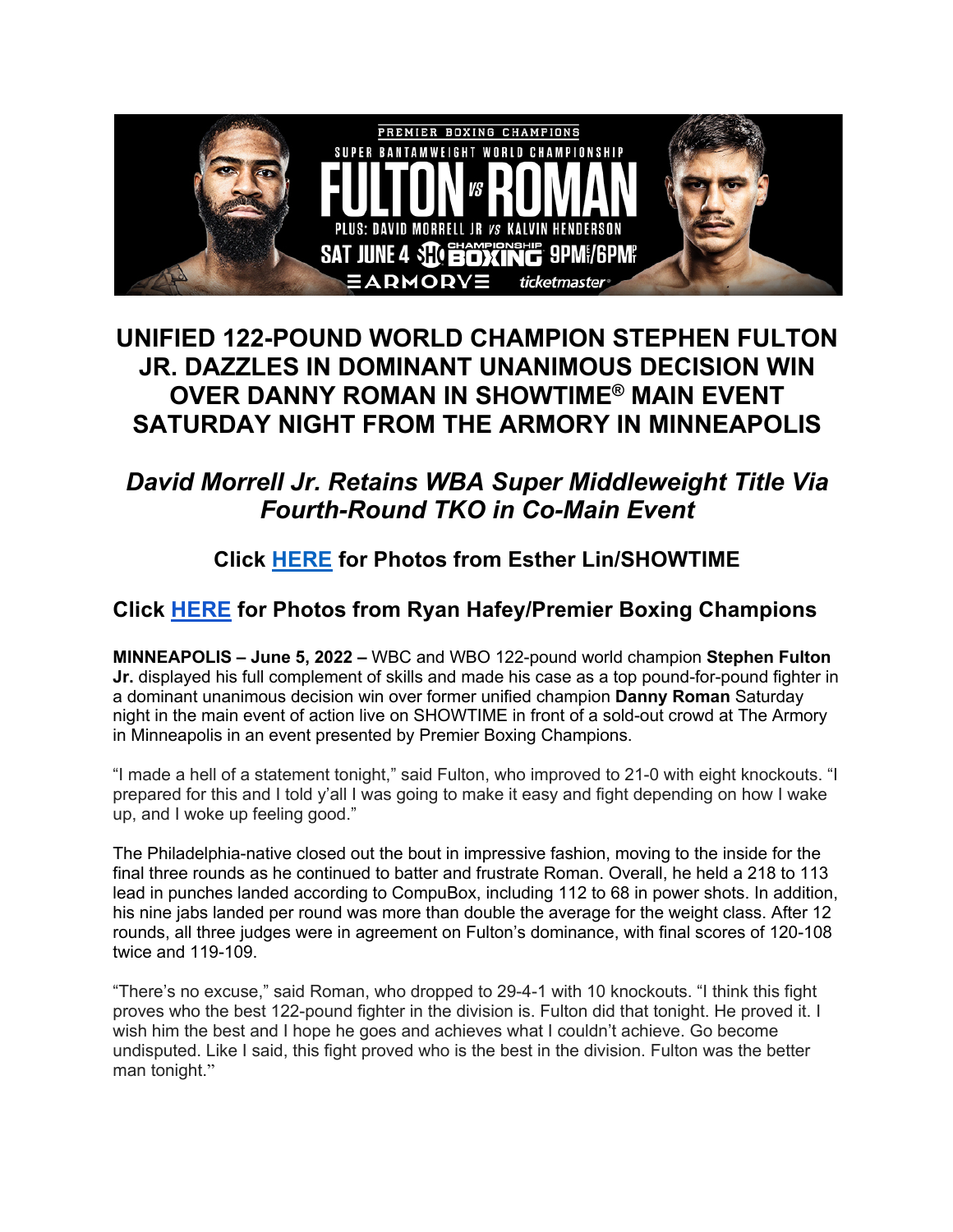# UNIFIED 122-POUND WORLD CHAMPION STEPHEN FULTON JR. DAZZLES IN DOMINANT UNANIMOUS DECISION WIN OVER DANNY ROMAN IN SHOWTIME® MAIN EVENT SATURDAY NIGHT FROM THE ARMORY IN MINNEAPOLIS

## *David Morrell Jr. Retains WBA Super Middleweight Title Via Fourth-Round TKO in Co-Main Event*

### Click HERE for Photos from Esther Lin/SHOWTIME

### Click HERE for Photos from Ryan Hafey/Premier Boxing Champions

**MINNEAPOLIS – June 5, 2022 –** WBC and WBO 122-pound world champion **Stephen Fulton Jr.** displayed his full complement of skills and made his case as a top pound-for-pound fighter in a dominant unanimous decision win over former unified champion **Danny Roman** Saturday night in the main event of action live on SHOWTIME in front of a sold-out crowd at The Armory in Minneapolis in an event presented by Premier Boxing Champions.

"I made a hell of a statement tonight," said Fulton, who improved to 21-0 with eight knockouts. "I prepared for this and I told y'all I was going to make it easy and fight depending on how I wake up, and I woke up feeling good."

The Philadelphia-native closed out the bout in impressive fashion, moving to the inside for the final three rounds as he continued to batter and frustrate Roman. Overall, he held a 218 to 113 lead in punches landed according to CompuBox, including 112 to 68 in power shots. In addition, his nine jabs landed per round was more than double the average for the weight class. After 12 rounds, all three judges were in agreement on Fulton's dominance, with final scores of 120-108 twice and 119-109.

"There's no excuse," said Roman, who dropped to 29-4-1 with 10 knockouts. "I think this fight proves who the best 122-pound fighter in the division is. Fulton did that tonight. He proved it. I wish him the best and I hope he goes and achieves what I couldn't achieve. Go become undisputed. Like I said, this fight proved who is the best in the division. Fulton was the better man tonight."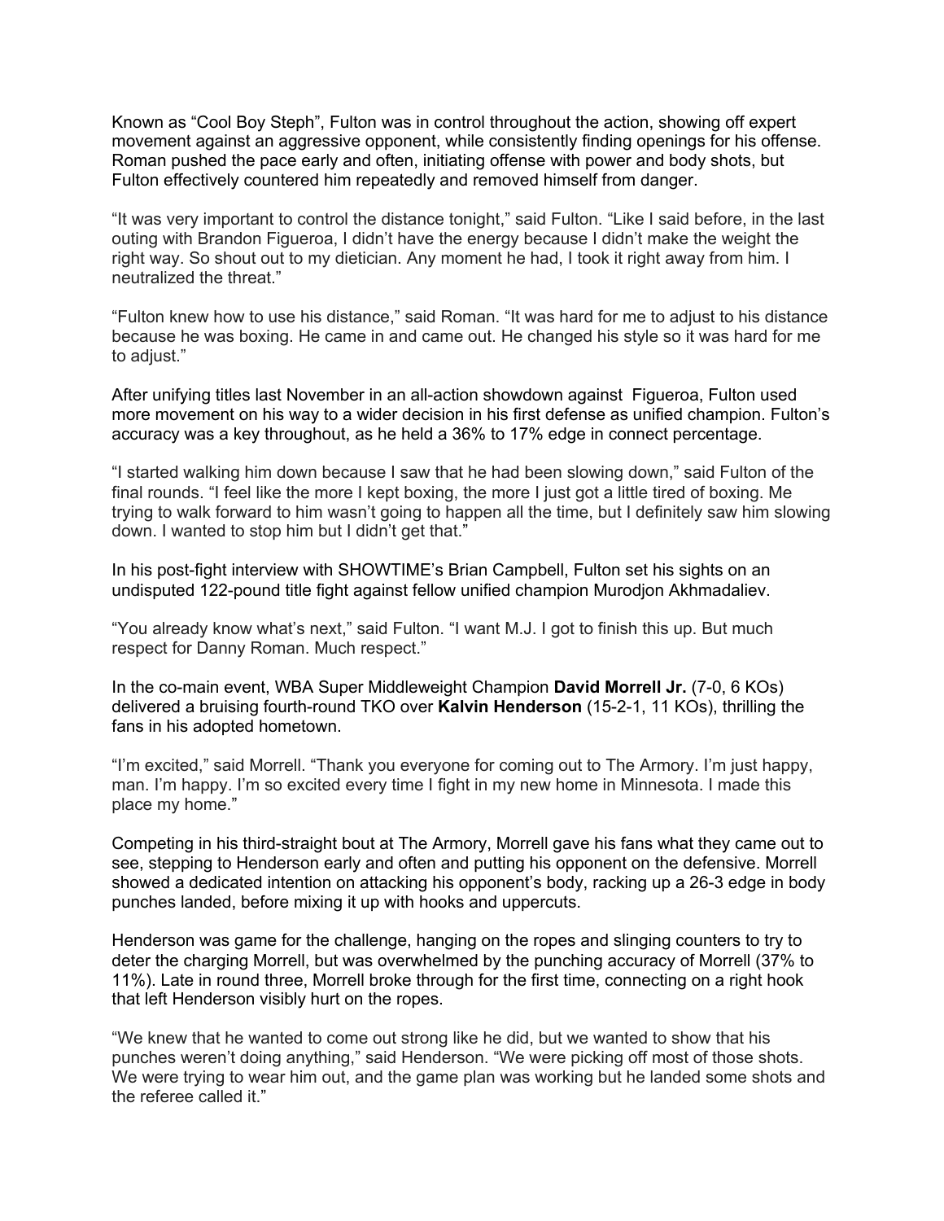Known as "Cool Boy Steph", Fulton was in control throughout the action, showing off expert movement against an aggressive opponent, while consistently finding openings for his offense. Roman pushed the pace early and often, initiating offense with power and body shots, but Fulton effectively countered him repeatedly and removed himself from danger.

"It was very important to control the distance tonight," said Fulton. "Like I said before, in the last outing with Brandon Figueroa, I didn't have the energy because I didn't make the weight the right way. So shout out to my dietician. Any moment he had, I took it right away from him. I neutralized the threat."

"Fulton knew how to use his distance," said Roman. "It was hard for me to adjust to his distance because he was boxing. He came in and came out. He changed his style so it was hard for me to adjust."

After unifying titles last November in an all-action showdown against Figueroa, Fulton used more movement on his way to a wider decision in his first defense as unified champion. Fulton's accuracy was a key throughout, as he held a 36% to 17% edge in connect percentage.

"I started walking him down because I saw that he had been slowing down," said Fulton of the final rounds. "I feel like the more I kept boxing, the more I just got a little tired of boxing. Me trying to walk forward to him wasn't going to happen all the time, but I definitely saw him slowing down. I wanted to stop him but I didn't get that."

In his post-fight interview with SHOWTIME's Brian Campbell, Fulton set his sights on an undisputed 122-pound title fight against fellow unified champion Murodjon Akhmadaliev.

"You already know what's next," said Fulton. "I want M.J. I got to finish this up. But much respect for Danny Roman. Much respect."

In the co-main event, WBA Super Middleweight Champion **David Morrell Jr.** (7-0, 6 KOs) delivered a bruising fourth-round TKO over **Kalvin Henderson** (15-2-1, 11 KOs), thrilling the fans in his adopted hometown.

"I'm excited," said Morrell. "Thank you everyone for coming out to The Armory. I'm just happy, man. I'm happy. I'm so excited every time I fight in my new home in Minnesota. I made this place my home."

Competing in his third-straight bout at The Armory, Morrell gave his fans what they came out to see, stepping to Henderson early and often and putting his opponent on the defensive. Morrell showed a dedicated intention on attacking his opponent's body, racking up a 26-3 edge in body punches landed, before mixing it up with hooks and uppercuts.

Henderson was game for the challenge, hanging on the ropes and slinging counters to try to deter the charging Morrell, but was overwhelmed by the punching accuracy of Morrell (37% to 11%). Late in round three, Morrell broke through for the first time, connecting on a right hook that left Henderson visibly hurt on the ropes.

"We knew that he wanted to come out strong like he did, but we wanted to show that his punches weren't doing anything," said Henderson. "We were picking off most of those shots. We were trying to wear him out, and the game plan was working but he landed some shots and the referee called it."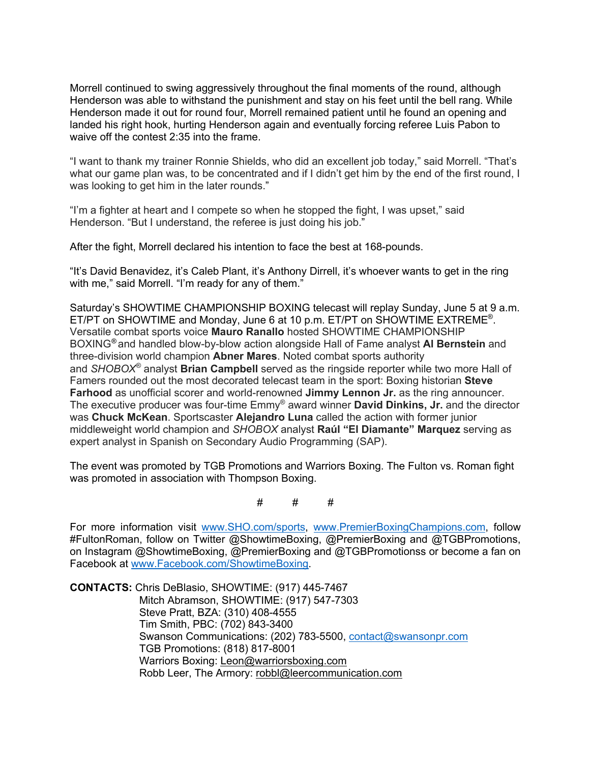Morrell continued to swing aggressively throughout the final moments of the round, although Henderson was able to withstand the punishment and stay on his feet until the bell rang. While Henderson made it out for round four, Morrell remained patient until he found an opening and landed his right hook, hurting Henderson again and eventually forcing referee Luis Pabon to waive off the contest 2:35 into the frame.

"I want to thank my trainer Ronnie Shields, who did an excellent job today," said Morrell. "That's what our game plan was, to be concentrated and if I didn't get him by the end of the first round, I was looking to get him in the later rounds."

"I'm a fighter at heart and I compete so when he stopped the fight, I was upset," said Henderson. "But I understand, the referee is just doing his job."

After the fight, Morrell declared his intention to face the best at 168-pounds.

"It's David Benavidez, it's Caleb Plant, it's Anthony Dirrell, it's whoever wants to get in the ring with me," said Morrell. "I'm ready for any of them."

Saturday's SHOWTIME CHAMPIONSHIP BOXING telecast will replay Sunday, June 5 at 9 a.m. ET/PT on SHOWTIME and Monday, June 6 at 10 p.m. ET/PT on SHOWTIME EXTREME®. Versatile combat sports voice **Mauro Ranallo** hosted SHOWTIME CHAMPIONSHIP BOXING® and handled blow-by-blow action alongside Hall of Fame analyst **Al Bernstein** and three-division world champion **Abner Mares**. Noted combat sports authority and *SHOBOX*® analyst **Brian Campbell** served as the ringside reporter while two more Hall of Famers rounded out the most decorated telecast team in the sport: Boxing historian **Steve Farhood** as unofficial scorer and world-renowned **Jimmy Lennon Jr.** as the ring announcer. The executive producer was four-time Emmy® award winner **David Dinkins, Jr.** and the director was **Chuck McKean**. Sportscaster **Alejandro Luna** called the action with former junior middleweight world champion and *SHOBOX* analyst **Raúl "El Diamante" Marquez** serving as expert analyst in Spanish on Secondary Audio Programming (SAP).

The event was promoted by TGB Promotions and Warriors Boxing. The Fulton vs. Roman fight was promoted in association with Thompson Boxing.

#   #   #

For more information visit www.SHO.com/sports, www.PremierBoxingChampions.com, follow #FultonRoman, follow on Twitter @ShowtimeBoxing, @PremierBoxing and @TGBPromotions, on Instagram @ShowtimeBoxing, @PremierBoxing and @TGBPromotionss or become a fan on Facebook at www.Facebook.com/ShowtimeBoxing.

**CONTACTS:** Chris DeBlasio, SHOWTIME: (917) 445-7467
Mitch Abramson, SHOWTIME: (917) 547-7303
Steve Pratt, BZA: (310) 408-4555
Tim Smith, PBC: (702) 843-3400
Swanson Communications: (202) 783-5500, contact@swansonpr.com
TGB Promotions: (818) 817-8001
Warriors Boxing: Leon@warriorsboxing.com
Robb Leer, The Armory: robbl@leercommunication.com